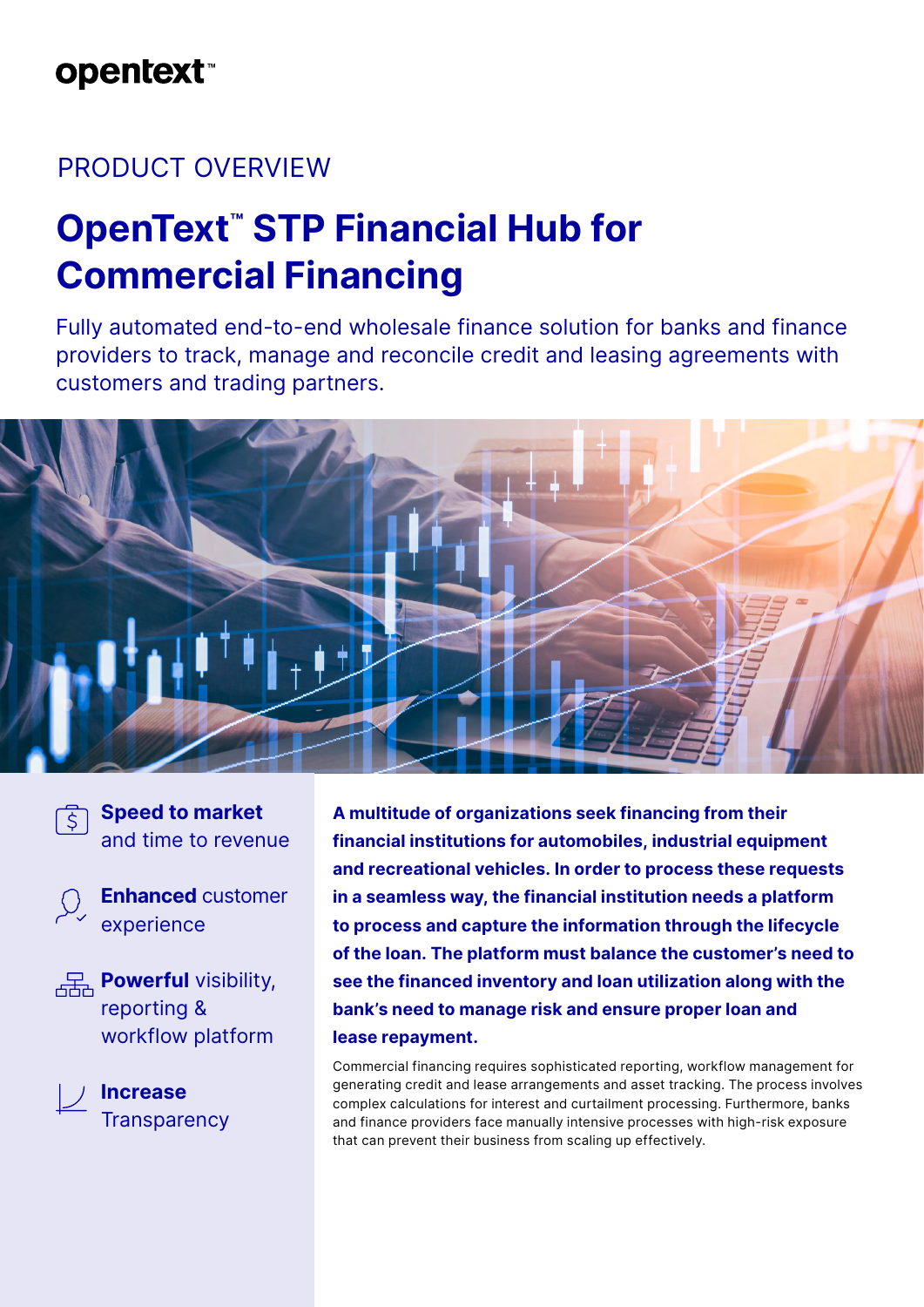opentext™

PRODUCT OVERVIEW

# OpenText™ STP Financial Hub for Commercial Financing

Fully automated end-to-end wholesale finance solution for banks and finance providers to track, manage and reconcile credit and leasing agreements with customers and trading partners.

- **Speed to market** and time to revenue
- **Enhanced** customer experience
- **Powerful** visibility, reporting & workflow platform
- **Increase** Transparency

**A multitude of organizations seek financing from their financial institutions for automobiles, industrial equipment and recreational vehicles. In order to process these requests in a seamless way, the financial institution needs a platform to process and capture the information through the lifecycle of the loan. The platform must balance the customer's need to see the financed inventory and loan utilization along with the bank's need to manage risk and ensure proper loan and lease repayment.**

Commercial financing requires sophisticated reporting, workflow management for generating credit and lease arrangements and asset tracking. The process involves complex calculations for interest and curtailment processing. Furthermore, banks and finance providers face manually intensive processes with high-risk exposure that can prevent their business from scaling up effectively.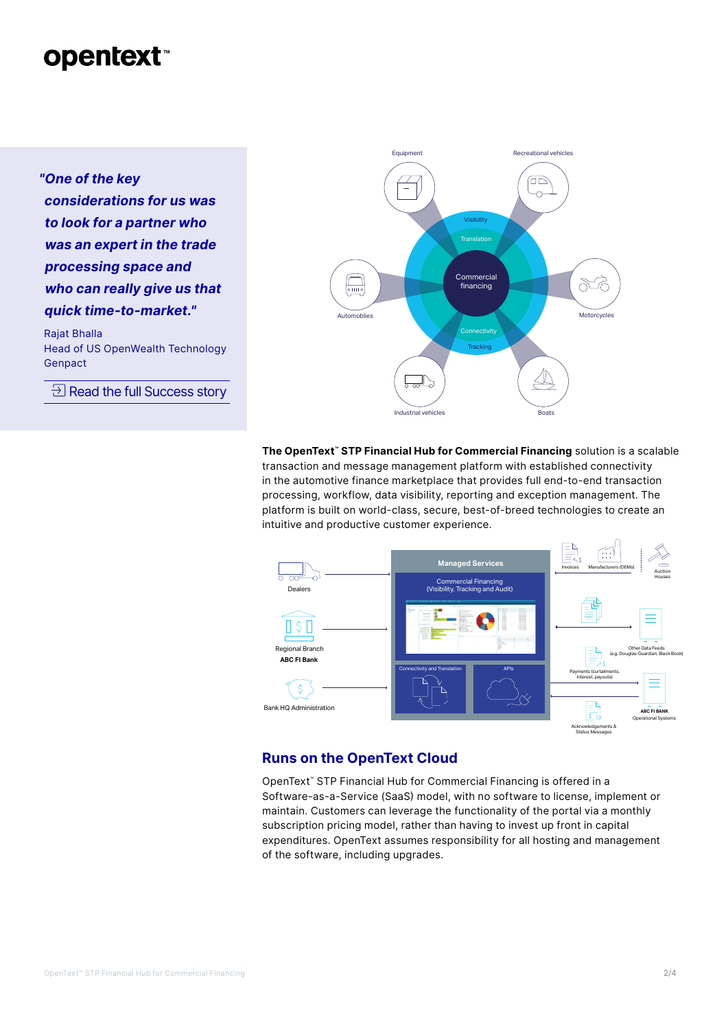*"One of the key considerations for us was to look for a partner who was an expert in the trade processing space and who can really give us that quick time-to-market."*

Rajat Bhalla
Head of US OpenWealth Technology
Genpact

Read the full Success story

**The OpenText™ STP Financial Hub for Commercial Financing** solution is a scalable transaction and message management platform with established connectivity in the automotive finance marketplace that provides full end-to-end transaction processing, workflow, data visibility, reporting and exception management. The platform is built on world-class, secure, best-of-breed technologies to create an intuitive and productive customer experience.

## Runs on the OpenText Cloud

OpenText™ STP Financial Hub for Commercial Financing is offered in a Software-as-a-Service (SaaS) model, with no software to license, implement or maintain. Customers can leverage the functionality of the portal via a monthly subscription pricing model, rather than having to invest up front in capital expenditures. OpenText assumes responsibility for all hosting and management of the software, including upgrades.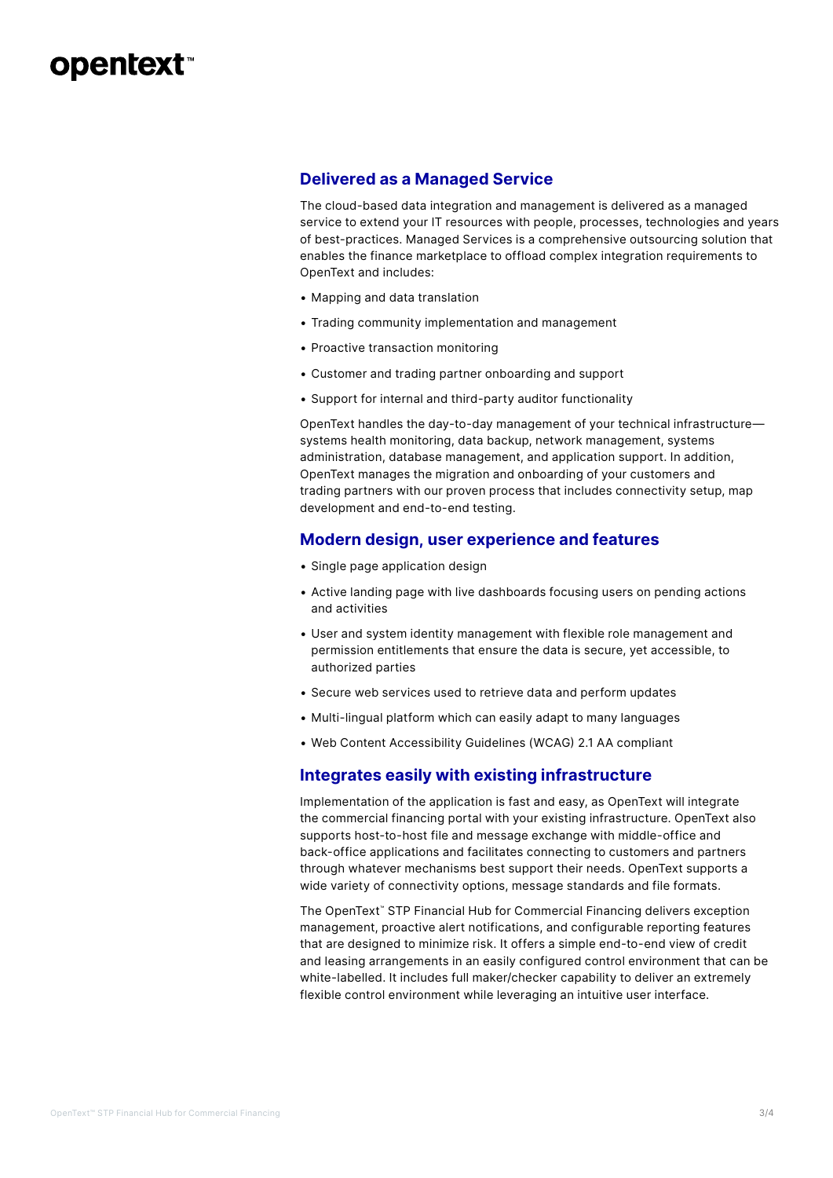## Delivered as a Managed Service

The cloud-based data integration and management is delivered as a managed service to extend your IT resources with people, processes, technologies and years of best-practices. Managed Services is a comprehensive outsourcing solution that enables the finance marketplace to offload complex integration requirements to OpenText and includes:

- Mapping and data translation
- Trading community implementation and management
- Proactive transaction monitoring
- Customer and trading partner onboarding and support
- Support for internal and third-party auditor functionality

OpenText handles the day-to-day management of your technical infrastructure—systems health monitoring, data backup, network management, systems administration, database management, and application support. In addition, OpenText manages the migration and onboarding of your customers and trading partners with our proven process that includes connectivity setup, map development and end-to-end testing.

## Modern design, user experience and features

- Single page application design
- Active landing page with live dashboards focusing users on pending actions and activities
- User and system identity management with flexible role management and permission entitlements that ensure the data is secure, yet accessible, to authorized parties
- Secure web services used to retrieve data and perform updates
- Multi-lingual platform which can easily adapt to many languages
- Web Content Accessibility Guidelines (WCAG) 2.1 AA compliant

## Integrates easily with existing infrastructure

Implementation of the application is fast and easy, as OpenText will integrate the commercial financing portal with your existing infrastructure. OpenText also supports host-to-host file and message exchange with middle-office and back-office applications and facilitates connecting to customers and partners through whatever mechanisms best support their needs. OpenText supports a wide variety of connectivity options, message standards and file formats.

The OpenText™ STP Financial Hub for Commercial Financing delivers exception management, proactive alert notifications, and configurable reporting features that are designed to minimize risk. It offers a simple end-to-end view of credit and leasing arrangements in an easily configured control environment that can be white-labelled. It includes full maker/checker capability to deliver an extremely flexible control environment while leveraging an intuitive user interface.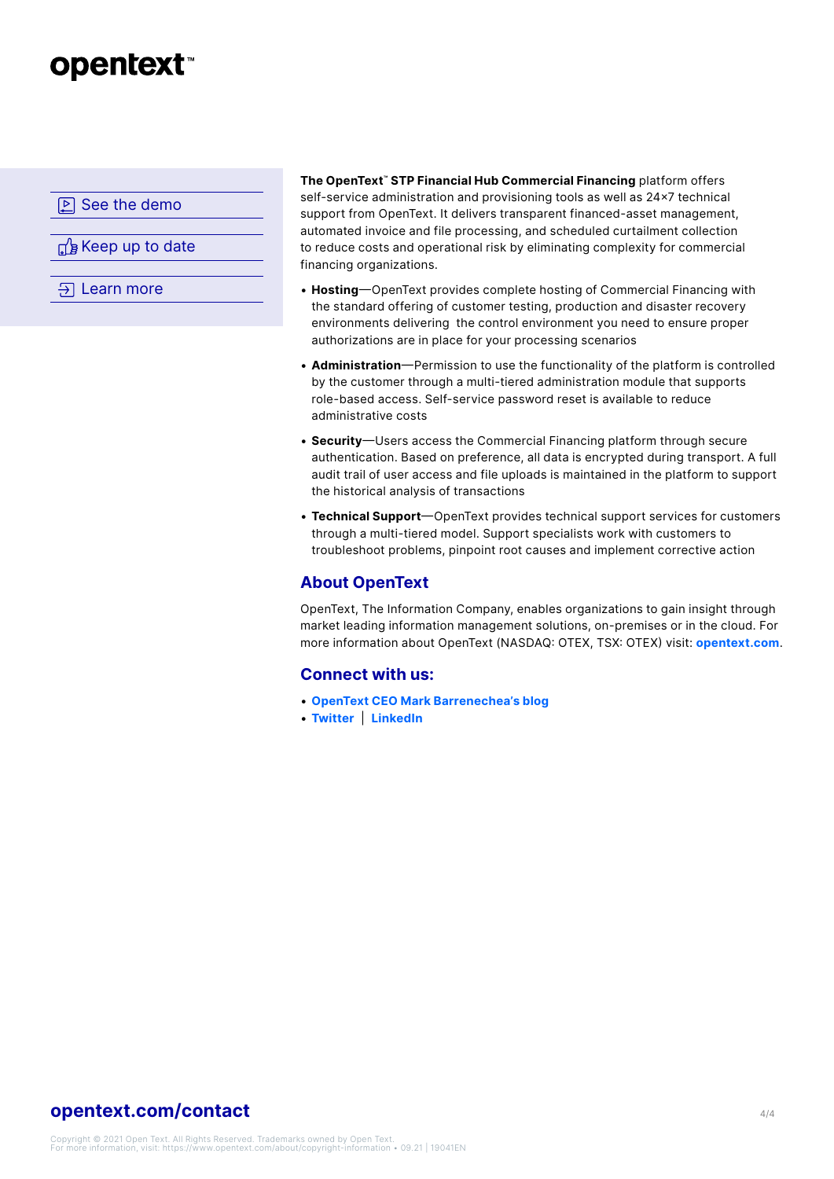- See the demo
- Keep up to date
- Learn more

**The OpenText™ STP Financial Hub Commercial Financing** platform offers self-service administration and provisioning tools as well as 24×7 technical support from OpenText. It delivers transparent financed-asset management, automated invoice and file processing, and scheduled curtailment collection to reduce costs and operational risk by eliminating complexity for commercial financing organizations.

- **Hosting**—OpenText provides complete hosting of Commercial Financing with the standard offering of customer testing, production and disaster recovery environments delivering the control environment you need to ensure proper authorizations are in place for your processing scenarios
- **Administration**—Permission to use the functionality of the platform is controlled by the customer through a multi-tiered administration module that supports role-based access. Self-service password reset is available to reduce administrative costs
- **Security**—Users access the Commercial Financing platform through secure authentication. Based on preference, all data is encrypted during transport. A full audit trail of user access and file uploads is maintained in the platform to support the historical analysis of transactions
- **Technical Support**—OpenText provides technical support services for customers through a multi-tiered model. Support specialists work with customers to troubleshoot problems, pinpoint root causes and implement corrective action

## About OpenText

OpenText, The Information Company, enables organizations to gain insight through market leading information management solutions, on-premises or in the cloud. For more information about OpenText (NASDAQ: OTEX, TSX: OTEX) visit: **opentext.com**.

## Connect with us:

- **OpenText CEO Mark Barrenechea's blog**
- **Twitter** | **LinkedIn**

**opentext.com/contact**

Copyright © 2021 Open Text. All Rights Reserved. Trademarks owned by Open Text.
For more information, visit: https://www.opentext.com/about/copyright-information • 09.21 | 19041EN